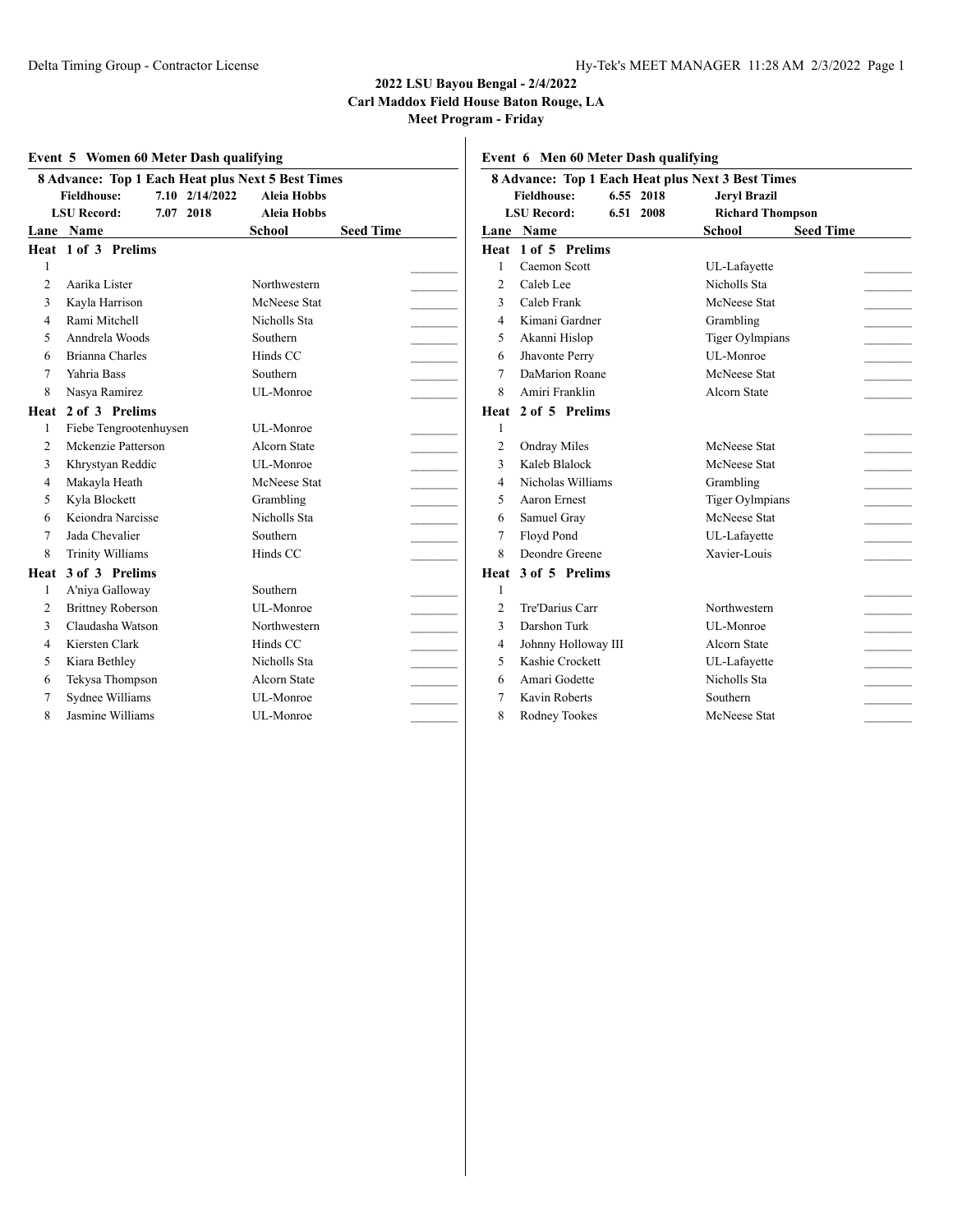**2022 LSU Bayou Bengal - 2/4/2022**
**Carl Maddox Field House Baton Rouge, LA**
**Meet Program - Friday**

## Event 5 Women 60 Meter Dash qualifying

**8 Advance: Top 1 Each Heat plus Next 5 Best Times**

| | | | |
|---|---|---|---|
| **Fieldhouse:** | 7.10 | 2/14/2022 | Aleia Hobbs |
| **LSU Record:** | 7.07 | 2018 | Aleia Hobbs |

### Heat 1 of 3 Prelims

| Lane | Name | School | Seed Time |
|---|---|---|---|
| 1 | | | |
| 2 | Aarika Lister | Northwestern | |
| 3 | Kayla Harrison | McNeese Stat | |
| 4 | Rami Mitchell | Nicholls Sta | |
| 5 | Anndrela Woods | Southern | |
| 6 | Brianna Charles | Hinds CC | |
| 7 | Yahria Bass | Southern | |
| 8 | Nasya Ramirez | UL-Monroe | |

### Heat 2 of 3 Prelims

| Lane | Name | School | Seed Time |
|---|---|---|---|
| 1 | Fiebe Tengrootenhuysen | UL-Monroe | |
| 2 | Mckenzie Patterson | Alcorn State | |
| 3 | Khrystyan Reddic | UL-Monroe | |
| 4 | Makayla Heath | McNeese Stat | |
| 5 | Kyla Blockett | Grambling | |
| 6 | Keiondra Narcisse | Nicholls Sta | |
| 7 | Jada Chevalier | Southern | |
| 8 | Trinity Williams | Hinds CC | |

### Heat 3 of 3 Prelims

| Lane | Name | School | Seed Time |
|---|---|---|---|
| 1 | A'niya Galloway | Southern | |
| 2 | Brittney Roberson | UL-Monroe | |
| 3 | Claudasha Watson | Northwestern | |
| 4 | Kiersten Clark | Hinds CC | |
| 5 | Kiara Bethley | Nicholls Sta | |
| 6 | Tekysa Thompson | Alcorn State | |
| 7 | Sydnee Williams | UL-Monroe | |
| 8 | Jasmine Williams | UL-Monroe | |

## Event 6 Men 60 Meter Dash qualifying

**8 Advance: Top 1 Each Heat plus Next 3 Best Times**

| | | | |
|---|---|---|---|
| **Fieldhouse:** | 6.55 | 2018 | Jeryl Brazil |
| **LSU Record:** | 6.51 | 2008 | Richard Thompson |

### Heat 1 of 5 Prelims

| Lane | Name | School | Seed Time |
|---|---|---|---|
| 1 | Caemon Scott | UL-Lafayette | |
| 2 | Caleb Lee | Nicholls Sta | |
| 3 | Caleb Frank | McNeese Stat | |
| 4 | Kimani Gardner | Grambling | |
| 5 | Akanni Hislop | Tiger Oylmpians | |
| 6 | Jhavonte Perry | UL-Monroe | |
| 7 | DaMarion Roane | McNeese Stat | |
| 8 | Amiri Franklin | Alcorn State | |

### Heat 2 of 5 Prelims

| Lane | Name | School | Seed Time |
|---|---|---|---|
| 1 | | | |
| 2 | Ondray Miles | McNeese Stat | |
| 3 | Kaleb Blalock | McNeese Stat | |
| 4 | Nicholas Williams | Grambling | |
| 5 | Aaron Ernest | Tiger Oylmpians | |
| 6 | Samuel Gray | McNeese Stat | |
| 7 | Floyd Pond | UL-Lafayette | |
| 8 | Deondre Greene | Xavier-Louis | |

### Heat 3 of 5 Prelims

| Lane | Name | School | Seed Time |
|---|---|---|---|
| 1 | | | |
| 2 | Tre'Darius Carr | Northwestern | |
| 3 | Darshon Turk | UL-Monroe | |
| 4 | Johnny Holloway III | Alcorn State | |
| 5 | Kashie Crockett | UL-Lafayette | |
| 6 | Amari Godette | Nicholls Sta | |
| 7 | Kavin Roberts | Southern | |
| 8 | Rodney Tookes | McNeese Stat | |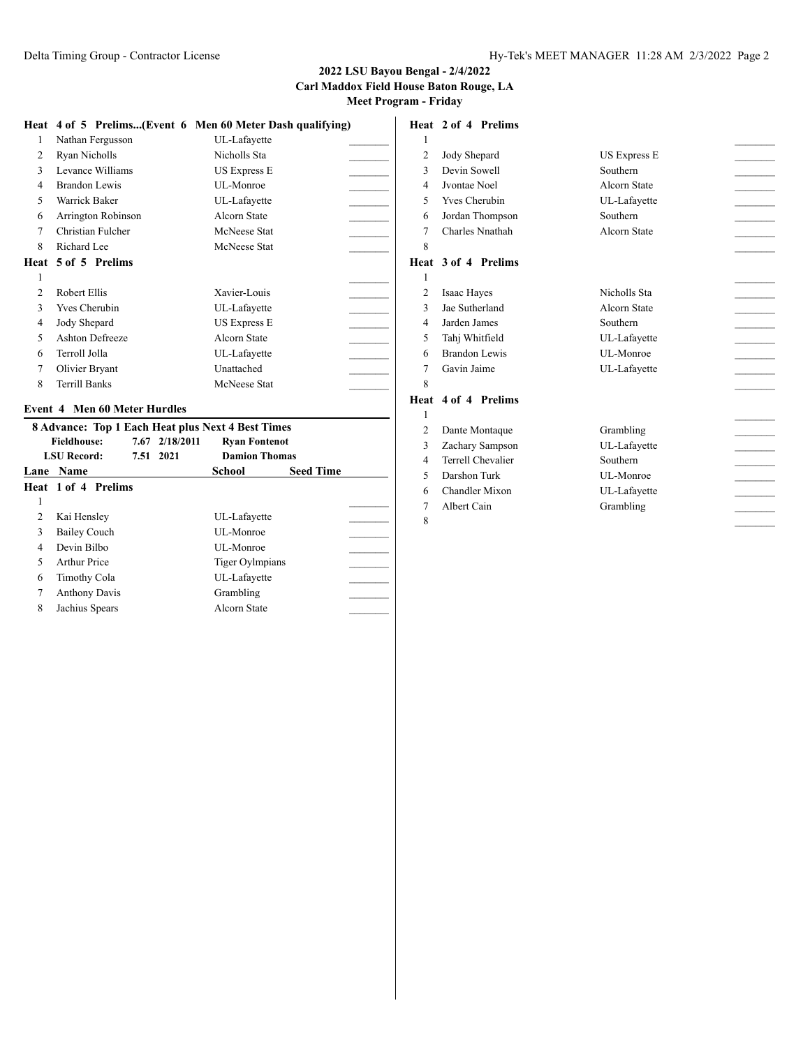## 2022 LSU Bayou Bengal - 2/4/2022
**Carl Maddox Field House Baton Rouge, LA**
**Meet Program - Friday**

### Heat 4 of 5 Prelims...(Event 6 Men 60 Meter Dash qualifying)

| Lane | Name | School | Seed Time |
|---|---|---|---|
| 1 | Nathan Fergusson | UL-Lafayette | _______ |
| 2 | Ryan Nicholls | Nicholls Sta | _______ |
| 3 | Levance Williams | US Express E | _______ |
| 4 | Brandon Lewis | UL-Monroe | _______ |
| 5 | Warrick Baker | UL-Lafayette | _______ |
| 6 | Arrington Robinson | Alcorn State | _______ |
| 7 | Christian Fulcher | McNeese Stat | _______ |
| 8 | Richard Lee | McNeese Stat | _______ |

### Heat 5 of 5 Prelims

| Lane | Name | School | Seed Time |
|---|---|---|---|
| 1 | | | _______ |
| 2 | Robert Ellis | Xavier-Louis | _______ |
| 3 | Yves Cherubin | UL-Lafayette | _______ |
| 4 | Jody Shepard | US Express E | _______ |
| 5 | Ashton Defreeze | Alcorn State | _______ |
| 6 | Terroll Jolla | UL-Lafayette | _______ |
| 7 | Olivier Bryant | Unattached | _______ |
| 8 | Terrill Banks | McNeese Stat | _______ |

## Event 4 Men 60 Meter Hurdles

**8 Advance: Top 1 Each Heat plus Next 4 Best Times**

| | | | |
|---|---|---|---|
| **Fieldhouse:** | 7.67 | 2/18/2011 | **Ryan Fontenot** |
| **LSU Record:** | 7.51 | 2021 | **Damion Thomas** |

### Heat 1 of 4 Prelims

| Lane | Name | School | Seed Time |
|---|---|---|---|
| 1 | | | _______ |
| 2 | Kai Hensley | UL-Lafayette | _______ |
| 3 | Bailey Couch | UL-Monroe | _______ |
| 4 | Devin Bilbo | UL-Monroe | _______ |
| 5 | Arthur Price | Tiger Oylmpians | _______ |
| 6 | Timothy Cola | UL-Lafayette | _______ |
| 7 | Anthony Davis | Grambling | _______ |
| 8 | Jachius Spears | Alcorn State | _______ |

### Heat 2 of 4 Prelims

| Lane | Name | School | Seed Time |
|---|---|---|---|
| 1 | | | _______ |
| 2 | Jody Shepard | US Express E | _______ |
| 3 | Devin Sowell | Southern | _______ |
| 4 | Jvontae Noel | Alcorn State | _______ |
| 5 | Yves Cherubin | UL-Lafayette | _______ |
| 6 | Jordan Thompson | Southern | _______ |
| 7 | Charles Nnathah | Alcorn State | _______ |
| 8 | | | _______ |

### Heat 3 of 4 Prelims

| Lane | Name | School | Seed Time |
|---|---|---|---|
| 1 | | | _______ |
| 2 | Isaac Hayes | Nicholls Sta | _______ |
| 3 | Jae Sutherland | Alcorn State | _______ |
| 4 | Jarden James | Southern | _______ |
| 5 | Tahj Whitfield | UL-Lafayette | _______ |
| 6 | Brandon Lewis | UL-Monroe | _______ |
| 7 | Gavin Jaime | UL-Lafayette | _______ |
| 8 | | | _______ |

### Heat 4 of 4 Prelims

| Lane | Name | School | Seed Time |
|---|---|---|---|
| 1 | | | _______ |
| 2 | Dante Montaque | Grambling | _______ |
| 3 | Zachary Sampson | UL-Lafayette | _______ |
| 4 | Terrell Chevalier | Southern | _______ |
| 5 | Darshon Turk | UL-Monroe | _______ |
| 6 | Chandler Mixon | UL-Lafayette | _______ |
| 7 | Albert Cain | Grambling | _______ |
| 8 | | | _______ |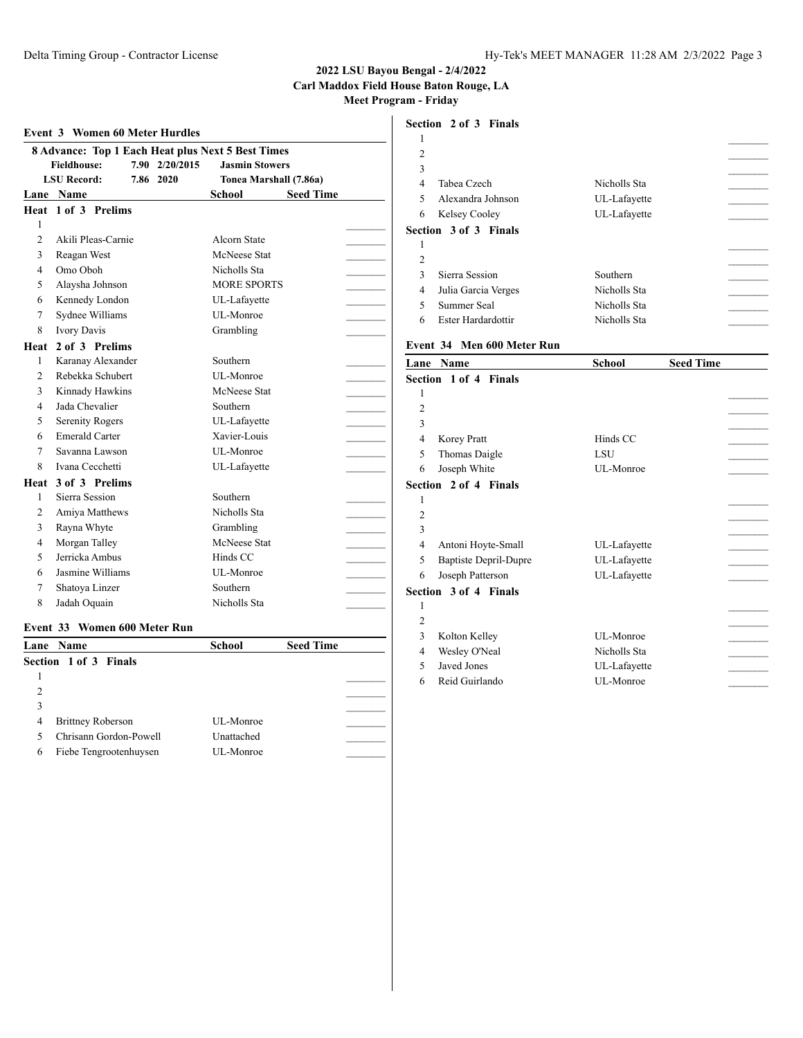2022 LSU Bayou Bengal - 2/4/2022
Carl Maddox Field House Baton Rouge, LA
Meet Program - Friday

### Event 3 Women 60 Meter Hurdles

8 Advance: Top 1 Each Heat plus Next 5 Best Times

| | | | |
|---|---|---|---|
| Fieldhouse: | 7.90 | 2/20/2015 | Jasmin Stowers |
| LSU Record: | 7.86 | 2020 | Tonea Marshall (7.86a) |

| Lane | Name | School | Seed Time |
|---|---|---|---|
| **Heat 1 of 3 Prelims** | | | |
| 1 | | | |
| 2 | Akili Pleas-Carnie | Alcorn State | |
| 3 | Reagan West | McNeese Stat | |
| 4 | Omo Oboh | Nicholls Sta | |
| 5 | Alaysha Johnson | MORE SPORTS | |
| 6 | Kennedy London | UL-Lafayette | |
| 7 | Sydnee Williams | UL-Monroe | |
| 8 | Ivory Davis | Grambling | |
| **Heat 2 of 3 Prelims** | | | |
| 1 | Karanay Alexander | Southern | |
| 2 | Rebekka Schubert | UL-Monroe | |
| 3 | Kinnady Hawkins | McNeese Stat | |
| 4 | Jada Chevalier | Southern | |
| 5 | Serenity Rogers | UL-Lafayette | |
| 6 | Emerald Carter | Xavier-Louis | |
| 7 | Savanna Lawson | UL-Monroe | |
| 8 | Ivana Cecchetti | UL-Lafayette | |
| **Heat 3 of 3 Prelims** | | | |
| 1 | Sierra Session | Southern | |
| 2 | Amiya Matthews | Nicholls Sta | |
| 3 | Rayna Whyte | Grambling | |
| 4 | Morgan Talley | McNeese Stat | |
| 5 | Jerricka Ambus | Hinds CC | |
| 6 | Jasmine Williams | UL-Monroe | |
| 7 | Shatoya Linzer | Southern | |
| 8 | Jadah Oquain | Nicholls Sta | |

### Event 33 Women 600 Meter Run

| Lane | Name | School | Seed Time |
|---|---|---|---|
| **Section 1 of 3 Finals** | | | |
| 1 | | | |
| 2 | | | |
| 3 | | | |
| 4 | Brittney Roberson | UL-Monroe | |
| 5 | Chrisann Gordon-Powell | Unattached | |
| 6 | Fiebe Tengrootenhuysen | UL-Monroe | |
| **Section 2 of 3 Finals** | | | |
| 1 | | | |
| 2 | | | |
| 3 | | | |
| 4 | Tabea Czech | Nicholls Sta | |
| 5 | Alexandra Johnson | UL-Lafayette | |
| 6 | Kelsey Cooley | UL-Lafayette | |
| **Section 3 of 3 Finals** | | | |
| 1 | | | |
| 2 | | | |
| 3 | Sierra Session | Southern | |
| 4 | Julia Garcia Verges | Nicholls Sta | |
| 5 | Summer Seal | Nicholls Sta | |
| 6 | Ester Hardardottir | Nicholls Sta | |

### Event 34 Men 600 Meter Run

| Lane | Name | School | Seed Time |
|---|---|---|---|
| **Section 1 of 4 Finals** | | | |
| 1 | | | |
| 2 | | | |
| 3 | | | |
| 4 | Korey Pratt | Hinds CC | |
| 5 | Thomas Daigle | LSU | |
| 6 | Joseph White | UL-Monroe | |
| **Section 2 of 4 Finals** | | | |
| 1 | | | |
| 2 | | | |
| 3 | | | |
| 4 | Antoni Hoyte-Small | UL-Lafayette | |
| 5 | Baptiste Depril-Dupre | UL-Lafayette | |
| 6 | Joseph Patterson | UL-Lafayette | |
| **Section 3 of 4 Finals** | | | |
| 1 | | | |
| 2 | | | |
| 3 | Kolton Kelley | UL-Monroe | |
| 4 | Wesley O'Neal | Nicholls Sta | |
| 5 | Javed Jones | UL-Lafayette | |
| 6 | Reid Guirlando | UL-Monroe | |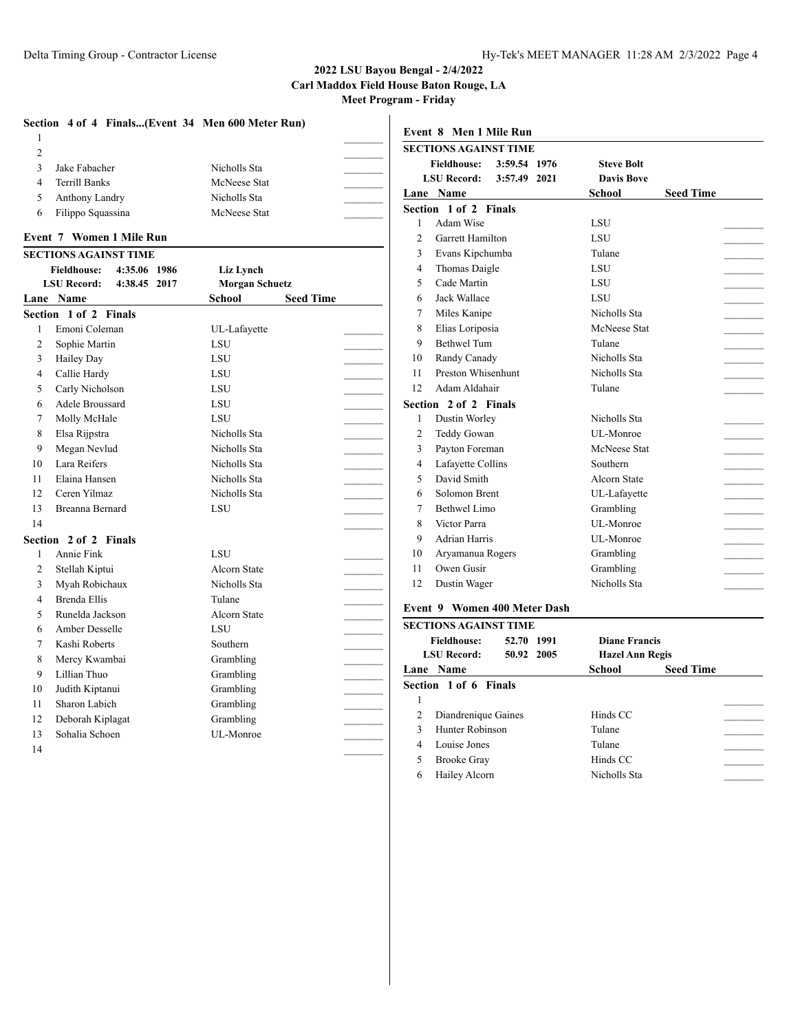2022 LSU Bayou Bengal - 2/4/2022

Carl Maddox Field House Baton Rouge, LA

Meet Program - Friday

### Section 4 of 4 Finals...(Event 34 Men 600 Meter Run)

| Lane | Name | School | Seed Time |
|---|---|---|---|
| 1 | | | |
| 2 | | | |
| 3 | Jake Fabacher | Nicholls Sta | |
| 4 | Terrill Banks | McNeese Stat | |
| 5 | Anthony Landry | Nicholls Sta | |
| 6 | Filippo Squassina | McNeese Stat | |

## Event 7 Women 1 Mile Run

**SECTIONS AGAINST TIME**

**Fieldhouse:** 4:35.06 1986 **Liz Lynch**

**LSU Record:** 4:38.45 2017 **Morgan Schuetz**

### Section 1 of 2 Finals

| Lane | Name | School | Seed Time |
|---|---|---|---|
| 1 | Emoni Coleman | UL-Lafayette | |
| 2 | Sophie Martin | LSU | |
| 3 | Hailey Day | LSU | |
| 4 | Callie Hardy | LSU | |
| 5 | Carly Nicholson | LSU | |
| 6 | Adele Broussard | LSU | |
| 7 | Molly McHale | LSU | |
| 8 | Elsa Rijpstra | Nicholls Sta | |
| 9 | Megan Nevlud | Nicholls Sta | |
| 10 | Lara Reifers | Nicholls Sta | |
| 11 | Elaina Hansen | Nicholls Sta | |
| 12 | Ceren Yilmaz | Nicholls Sta | |
| 13 | Breanna Bernard | LSU | |
| 14 | | | |

### Section 2 of 2 Finals

| Lane | Name | School | Seed Time |
|---|---|---|---|
| 1 | Annie Fink | LSU | |
| 2 | Stellah Kiptui | Alcorn State | |
| 3 | Myah Robichaux | Nicholls Sta | |
| 4 | Brenda Ellis | Tulane | |
| 5 | Runelda Jackson | Alcorn State | |
| 6 | Amber Desselle | LSU | |
| 7 | Kashi Roberts | Southern | |
| 8 | Mercy Kwambai | Grambling | |
| 9 | Lillian Thuo | Grambling | |
| 10 | Judith Kiptanui | Grambling | |
| 11 | Sharon Labich | Grambling | |
| 12 | Deborah Kiplagat | Grambling | |
| 13 | Sohalia Schoen | UL-Monroe | |
| 14 | | | |

## Event 8 Men 1 Mile Run

**SECTIONS AGAINST TIME**

**Fieldhouse:** 3:59.54 1976 **Steve Bolt**

**LSU Record:** 3:57.49 2021 **Davis Bove**

### Section 1 of 2 Finals

| Lane | Name | School | Seed Time |
|---|---|---|---|
| 1 | Adam Wise | LSU | |
| 2 | Garrett Hamilton | LSU | |
| 3 | Evans Kipchumba | Tulane | |
| 4 | Thomas Daigle | LSU | |
| 5 | Cade Martin | LSU | |
| 6 | Jack Wallace | LSU | |
| 7 | Miles Kanipe | Nicholls Sta | |
| 8 | Elias Loriposia | McNeese Stat | |
| 9 | Bethwel Tum | Tulane | |
| 10 | Randy Canady | Nicholls Sta | |
| 11 | Preston Whisenhunt | Nicholls Sta | |
| 12 | Adam Aldahair | Tulane | |

### Section 2 of 2 Finals

| Lane | Name | School | Seed Time |
|---|---|---|---|
| 1 | Dustin Worley | Nicholls Sta | |
| 2 | Teddy Gowan | UL-Monroe | |
| 3 | Payton Foreman | McNeese Stat | |
| 4 | Lafayette Collins | Southern | |
| 5 | David Smith | Alcorn State | |
| 6 | Solomon Brent | UL-Lafayette | |
| 7 | Bethwel Limo | Grambling | |
| 8 | Victor Parra | UL-Monroe | |
| 9 | Adrian Harris | UL-Monroe | |
| 10 | Aryamanua Rogers | Grambling | |
| 11 | Owen Gusir | Grambling | |
| 12 | Dustin Wager | Nicholls Sta | |

## Event 9 Women 400 Meter Dash

**SECTIONS AGAINST TIME**

**Fieldhouse:** 52.70 1991 **Diane Francis**

**LSU Record:** 50.92 2005 **Hazel Ann Regis**

### Section 1 of 6 Finals

| Lane | Name | School | Seed Time |
|---|---|---|---|
| 1 | | | |
| 2 | Diandrenique Gaines | Hinds CC | |
| 3 | Hunter Robinson | Tulane | |
| 4 | Louise Jones | Tulane | |
| 5 | Brooke Gray | Hinds CC | |
| 6 | Hailey Alcorn | Nicholls Sta | |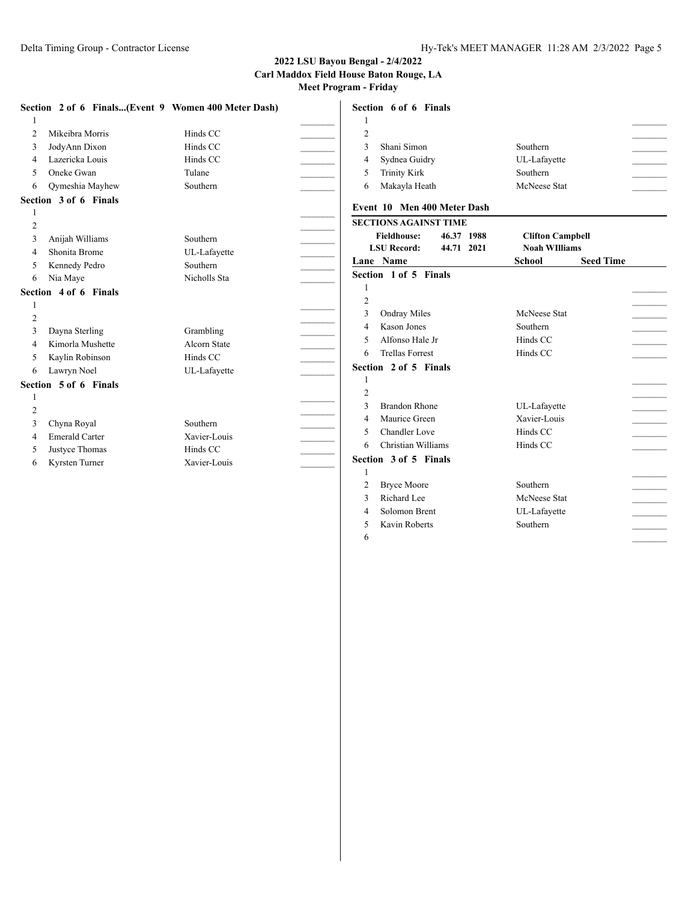### 2022 LSU Bayou Bengal - 2/4/2022
### Carl Maddox Field House Baton Rouge, LA
### Meet Program - Friday

**Section 2 of 6 Finals...(Event 9 Women 400 Meter Dash)**

| Lane | Name | School | Seed Time |
|---|---|---|---|
| 1 | | | |
| 2 | Mikeibra Morris | Hinds CC | |
| 3 | JodyAnn Dixon | Hinds CC | |
| 4 | Lazericka Louis | Hinds CC | |
| 5 | Oneke Gwan | Tulane | |
| 6 | Qymeshia Mayhew | Southern | |

**Section 3 of 6 Finals**

| Lane | Name | School | Seed Time |
|---|---|---|---|
| 1 | | | |
| 2 | | | |
| 3 | Anijah Williams | Southern | |
| 4 | Shonita Brome | UL-Lafayette | |
| 5 | Kennedy Pedro | Southern | |
| 6 | Nia Maye | Nicholls Sta | |

**Section 4 of 6 Finals**

| Lane | Name | School | Seed Time |
|---|---|---|---|
| 1 | | | |
| 2 | | | |
| 3 | Dayna Sterling | Grambling | |
| 4 | Kimorla Mushette | Alcorn State | |
| 5 | Kaylin Robinson | Hinds CC | |
| 6 | Lawryn Noel | UL-Lafayette | |

**Section 5 of 6 Finals**

| Lane | Name | School | Seed Time |
|---|---|---|---|
| 1 | | | |
| 2 | | | |
| 3 | Chyna Royal | Southern | |
| 4 | Emerald Carter | Xavier-Louis | |
| 5 | Justyce Thomas | Hinds CC | |
| 6 | Kyrsten Turner | Xavier-Louis | |

**Section 6 of 6 Finals**

| Lane | Name | School | Seed Time |
|---|---|---|---|
| 1 | | | |
| 2 | | | |
| 3 | Shani Simon | Southern | |
| 4 | Sydnea Guidry | UL-Lafayette | |
| 5 | Trinity Kirk | Southern | |
| 6 | Makayla Heath | McNeese Stat | |

## Event 10 Men 400 Meter Dash

**SECTIONS AGAINST TIME**

| | | | |
|---|---|---|---|
| **Fieldhouse:** | 46.37 | 1988 | **Clifton Campbell** |
| **LSU Record:** | 44.71 | 2021 | **Noah WIlliams** |

**Section 1 of 5 Finals**

| Lane | Name | School | Seed Time |
|---|---|---|---|
| 1 | | | |
| 2 | | | |
| 3 | Ondray Miles | McNeese Stat | |
| 4 | Kason Jones | Southern | |
| 5 | Alfonso Hale Jr | Hinds CC | |
| 6 | Trellas Forrest | Hinds CC | |

**Section 2 of 5 Finals**

| Lane | Name | School | Seed Time |
|---|---|---|---|
| 1 | | | |
| 2 | | | |
| 3 | Brandon Rhone | UL-Lafayette | |
| 4 | Maurice Green | Xavier-Louis | |
| 5 | Chandler Love | Hinds CC | |
| 6 | Christian Williams | Hinds CC | |

**Section 3 of 5 Finals**

| Lane | Name | School | Seed Time |
|---|---|---|---|
| 1 | | | |
| 2 | Bryce Moore | Southern | |
| 3 | Richard Lee | McNeese Stat | |
| 4 | Solomon Brent | UL-Lafayette | |
| 5 | Kavin Roberts | Southern | |
| 6 | | | |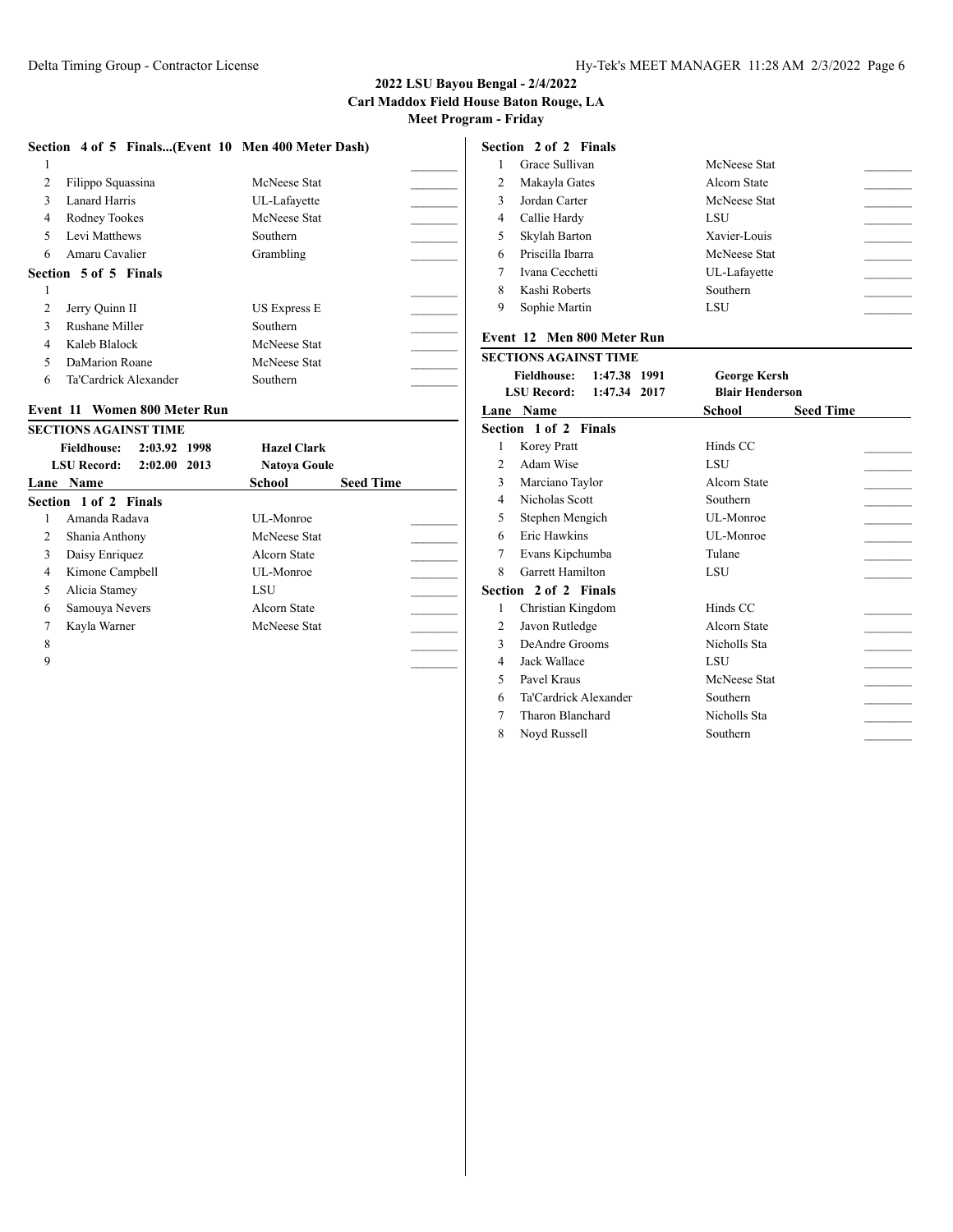## 2022 LSU Bayou Bengal - 2/4/2022
### Carl Maddox Field House Baton Rouge, LA
### Meet Program - Friday

**Section 4 of 5 Finals...(Event 10 Men 400 Meter Dash)**

| Lane | Name | School | Seed Time |
|---|---|---|---|
| 1 | | | |
| 2 | Filippo Squassina | McNeese Stat | |
| 3 | Lanard Harris | UL-Lafayette | |
| 4 | Rodney Tookes | McNeese Stat | |
| 5 | Levi Matthews | Southern | |
| 6 | Amaru Cavalier | Grambling | |

**Section 5 of 5 Finals**

| Lane | Name | School | Seed Time |
|---|---|---|---|
| 1 | | | |
| 2 | Jerry Quinn II | US Express E | |
| 3 | Rushane Miller | Southern | |
| 4 | Kaleb Blalock | McNeese Stat | |
| 5 | DaMarion Roane | McNeese Stat | |
| 6 | Ta'Cardrick Alexander | Southern | |

### Event 11 Women 800 Meter Run

**SECTIONS AGAINST TIME**

| | | |
|---|---|---|
| **Fieldhouse:** | **2:03.92 1998** | **Hazel Clark** |
| **LSU Record:** | **2:02.00 2013** | **Natoya Goule** |

**Section 1 of 2 Finals**

| Lane | Name | School | Seed Time |
|---|---|---|---|
| 1 | Amanda Radava | UL-Monroe | |
| 2 | Shania Anthony | McNeese Stat | |
| 3 | Daisy Enriquez | Alcorn State | |
| 4 | Kimone Campbell | UL-Monroe | |
| 5 | Alicia Stamey | LSU | |
| 6 | Samouya Nevers | Alcorn State | |
| 7 | Kayla Warner | McNeese Stat | |
| 8 | | | |
| 9 | | | |

**Section 2 of 2 Finals**

| Lane | Name | School | Seed Time |
|---|---|---|---|
| 1 | Grace Sullivan | McNeese Stat | |
| 2 | Makayla Gates | Alcorn State | |
| 3 | Jordan Carter | McNeese Stat | |
| 4 | Callie Hardy | LSU | |
| 5 | Skylah Barton | Xavier-Louis | |
| 6 | Priscilla Ibarra | McNeese Stat | |
| 7 | Ivana Cecchetti | UL-Lafayette | |
| 8 | Kashi Roberts | Southern | |
| 9 | Sophie Martin | LSU | |

### Event 12 Men 800 Meter Run

**SECTIONS AGAINST TIME**

| | | |
|---|---|---|
| **Fieldhouse:** | **1:47.38 1991** | **George Kersh** |
| **LSU Record:** | **1:47.34 2017** | **Blair Henderson** |

**Section 1 of 2 Finals**

| Lane | Name | School | Seed Time |
|---|---|---|---|
| 1 | Korey Pratt | Hinds CC | |
| 2 | Adam Wise | LSU | |
| 3 | Marciano Taylor | Alcorn State | |
| 4 | Nicholas Scott | Southern | |
| 5 | Stephen Mengich | UL-Monroe | |
| 6 | Eric Hawkins | UL-Monroe | |
| 7 | Evans Kipchumba | Tulane | |
| 8 | Garrett Hamilton | LSU | |

**Section 2 of 2 Finals**

| Lane | Name | School | Seed Time |
|---|---|---|---|
| 1 | Christian Kingdom | Hinds CC | |
| 2 | Javon Rutledge | Alcorn State | |
| 3 | DeAndre Grooms | Nicholls Sta | |
| 4 | Jack Wallace | LSU | |
| 5 | Pavel Kraus | McNeese Stat | |
| 6 | Ta'Cardrick Alexander | Southern | |
| 7 | Tharon Blanchard | Nicholls Sta | |
| 8 | Noyd Russell | Southern | |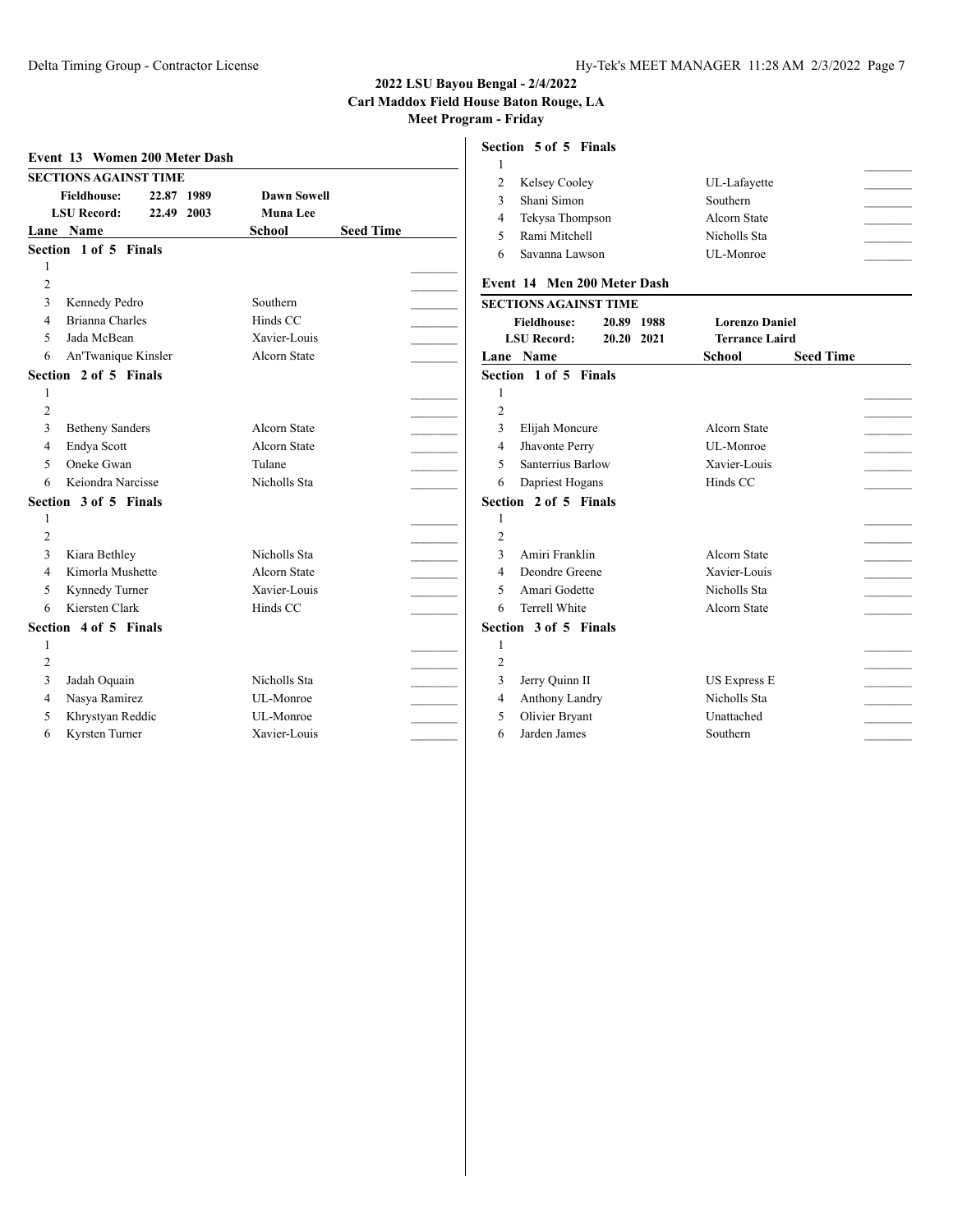## 2022 LSU Bayou Bengal - 2/4/2022
## Carl Maddox Field House Baton Rouge, LA
## Meet Program - Friday

### Event 13 Women 200 Meter Dash

**SECTIONS AGAINST TIME**

| | | | |
|---|---|---|---|
| **Fieldhouse:** | 22.87 | 1989 | **Dawn Sowell** |
| **LSU Record:** | 22.49 | 2003 | **Muna Lee** |

**Section 1 of 5 Finals**

| Lane | Name | School | Seed Time |
|---|---|---|---|
| 1 | | | |
| 2 | | | |
| 3 | Kennedy Pedro | Southern | |
| 4 | Brianna Charles | Hinds CC | |
| 5 | Jada McBean | Xavier-Louis | |
| 6 | An'Twanique Kinsler | Alcorn State | |

**Section 2 of 5 Finals**

| Lane | Name | School | Seed Time |
|---|---|---|---|
| 1 | | | |
| 2 | | | |
| 3 | Betheny Sanders | Alcorn State | |
| 4 | Endya Scott | Alcorn State | |
| 5 | Oneke Gwan | Tulane | |
| 6 | Keiondra Narcisse | Nicholls Sta | |

**Section 3 of 5 Finals**

| Lane | Name | School | Seed Time |
|---|---|---|---|
| 1 | | | |
| 2 | | | |
| 3 | Kiara Bethley | Nicholls Sta | |
| 4 | Kimorla Mushette | Alcorn State | |
| 5 | Kynnedy Turner | Xavier-Louis | |
| 6 | Kiersten Clark | Hinds CC | |

**Section 4 of 5 Finals**

| Lane | Name | School | Seed Time |
|---|---|---|---|
| 1 | | | |
| 2 | | | |
| 3 | Jadah Oquain | Nicholls Sta | |
| 4 | Nasya Ramirez | UL-Monroe | |
| 5 | Khrystyan Reddic | UL-Monroe | |
| 6 | Kyrsten Turner | Xavier-Louis | |

**Section 5 of 5 Finals**

| Lane | Name | School | Seed Time |
|---|---|---|---|
| 1 | | | |
| 2 | Kelsey Cooley | UL-Lafayette | |
| 3 | Shani Simon | Southern | |
| 4 | Tekysa Thompson | Alcorn State | |
| 5 | Rami Mitchell | Nicholls Sta | |
| 6 | Savanna Lawson | UL-Monroe | |

### Event 14 Men 200 Meter Dash

**SECTIONS AGAINST TIME**

| | | | |
|---|---|---|---|
| **Fieldhouse:** | 20.89 | 1988 | **Lorenzo Daniel** |
| **LSU Record:** | 20.20 | 2021 | **Terrance Laird** |

**Section 1 of 5 Finals**

| Lane | Name | School | Seed Time |
|---|---|---|---|
| 1 | | | |
| 2 | | | |
| 3 | Elijah Moncure | Alcorn State | |
| 4 | Jhavonte Perry | UL-Monroe | |
| 5 | Santerrius Barlow | Xavier-Louis | |
| 6 | Dapriest Hogans | Hinds CC | |

**Section 2 of 5 Finals**

| Lane | Name | School | Seed Time |
|---|---|---|---|
| 1 | | | |
| 2 | | | |
| 3 | Amiri Franklin | Alcorn State | |
| 4 | Deondre Greene | Xavier-Louis | |
| 5 | Amari Godette | Nicholls Sta | |
| 6 | Terrell White | Alcorn State | |

**Section 3 of 5 Finals**

| Lane | Name | School | Seed Time |
|---|---|---|---|
| 1 | | | |
| 2 | | | |
| 3 | Jerry Quinn II | US Express E | |
| 4 | Anthony Landry | Nicholls Sta | |
| 5 | Olivier Bryant | Unattached | |
| 6 | Jarden James | Southern | |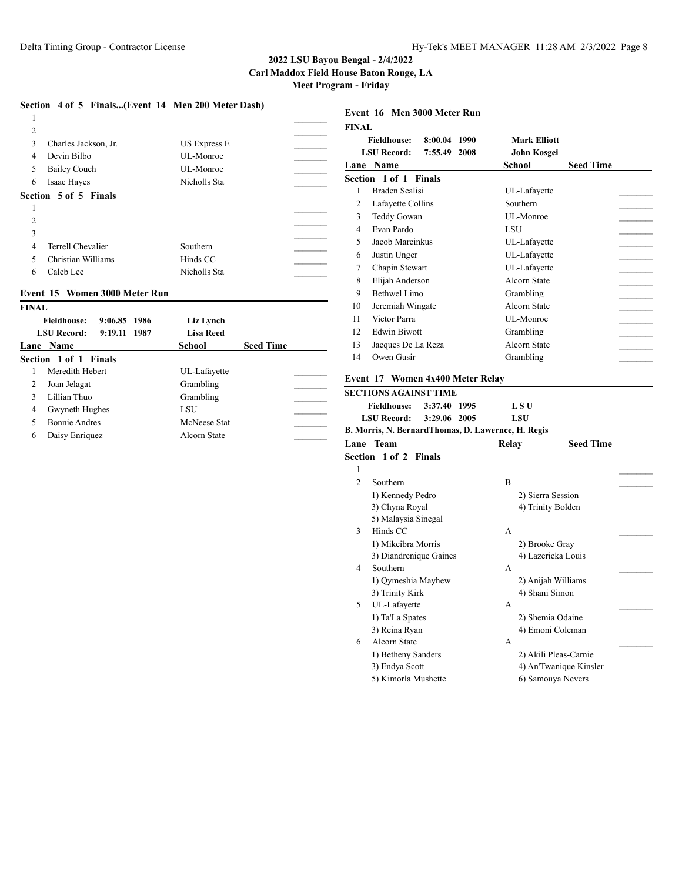## 2022 LSU Bayou Bengal - 2/4/2022
**Carl Maddox Field House Baton Rouge, LA**
**Meet Program - Friday**

### Section 4 of 5 Finals...(Event 14 Men 200 Meter Dash)

| Lane | Name | School | |
|---|---|---|---|
| 1 | | | _______ |
| 2 | | | _______ |
| 3 | Charles Jackson, Jr. | US Express E | _______ |
| 4 | Devin Bilbo | UL-Monroe | _______ |
| 5 | Bailey Couch | UL-Monroe | _______ |
| 6 | Isaac Hayes | Nicholls Sta | _______ |

### Section 5 of 5 Finals

| Lane | Name | School | |
|---|---|---|---|
| 1 | | | _______ |
| 2 | | | _______ |
| 3 | | | _______ |
| 4 | Terrell Chevalier | Southern | _______ |
| 5 | Christian Williams | Hinds CC | _______ |
| 6 | Caleb Lee | Nicholls Sta | _______ |

## Event 15 Women 3000 Meter Run

**FINAL**

**Fieldhouse:** 9:06.85 1986 **Liz Lynch**
**LSU Record:** 9:19.11 1987 **Lisa Reed**

**Section 1 of 1 Finals**

| Lane | Name | School | Seed Time |
|---|---|---|---|
| 1 | Meredith Hebert | UL-Lafayette | _______ |
| 2 | Joan Jelagat | Grambling | _______ |
| 3 | Lillian Thuo | Grambling | _______ |
| 4 | Gwyneth Hughes | LSU | _______ |
| 5 | Bonnie Andres | McNeese Stat | _______ |
| 6 | Daisy Enriquez | Alcorn State | _______ |

## Event 16 Men 3000 Meter Run

**FINAL**

**Fieldhouse:** 8:00.04 1990 **Mark Elliott**
**LSU Record:** 7:55.49 2008 **John Kosgei**

**Section 1 of 1 Finals**

| Lane | Name | School | Seed Time |
|---|---|---|---|
| 1 | Braden Scalisi | UL-Lafayette | _______ |
| 2 | Lafayette Collins | Southern | _______ |
| 3 | Teddy Gowan | UL-Monroe | _______ |
| 4 | Evan Pardo | LSU | _______ |
| 5 | Jacob Marcinkus | UL-Lafayette | _______ |
| 6 | Justin Unger | UL-Lafayette | _______ |
| 7 | Chapin Stewart | UL-Lafayette | _______ |
| 8 | Elijah Anderson | Alcorn State | _______ |
| 9 | Bethwel Limo | Grambling | _______ |
| 10 | Jeremiah Wingate | Alcorn State | _______ |
| 11 | Victor Parra | UL-Monroe | _______ |
| 12 | Edwin Biwott | Grambling | _______ |
| 13 | Jacques De La Reza | Alcorn State | _______ |
| 14 | Owen Gusir | Grambling | _______ |

## Event 17 Women 4x400 Meter Relay

**SECTIONS AGAINST TIME**

**Fieldhouse:** 3:37.40 1995 **L S U**
**LSU Record:** 3:29.06 2005 **LSU**
**B. Morris, N. BernardThomas, D. Lawernce, H. Regis**

**Section 1 of 2 Finals**

| Lane | Team | Relay | Seed Time |
|---|---|---|---|
| 1 | | | _______ |
| 2 | Southern | B | _______ |
| | 1) Kennedy Pedro; 2) Sierra Session; 3) Chyna Royal; 4) Trinity Bolden; 5) Malaysia Sinegal | | |
| 3 | Hinds CC | A | _______ |
| | 1) Mikeibra Morris; 2) Brooke Gray; 3) Diandrenique Gaines; 4) Lazericka Louis | | |
| 4 | Southern | A | _______ |
| | 1) Qymeshia Mayhew; 2) Anijah Williams; 3) Trinity Kirk; 4) Shani Simon | | |
| 5 | UL-Lafayette | A | _______ |
| | 1) Ta'La Spates; 2) Shemia Odaine; 3) Reina Ryan; 4) Emoni Coleman | | |
| 6 | Alcorn State | A | _______ |
| | 1) Betheny Sanders; 2) Akili Pleas-Carnie; 3) Endya Scott; 4) An'Twanique Kinsler; 5) Kimorla Mushette; 6) Samouya Nevers | | |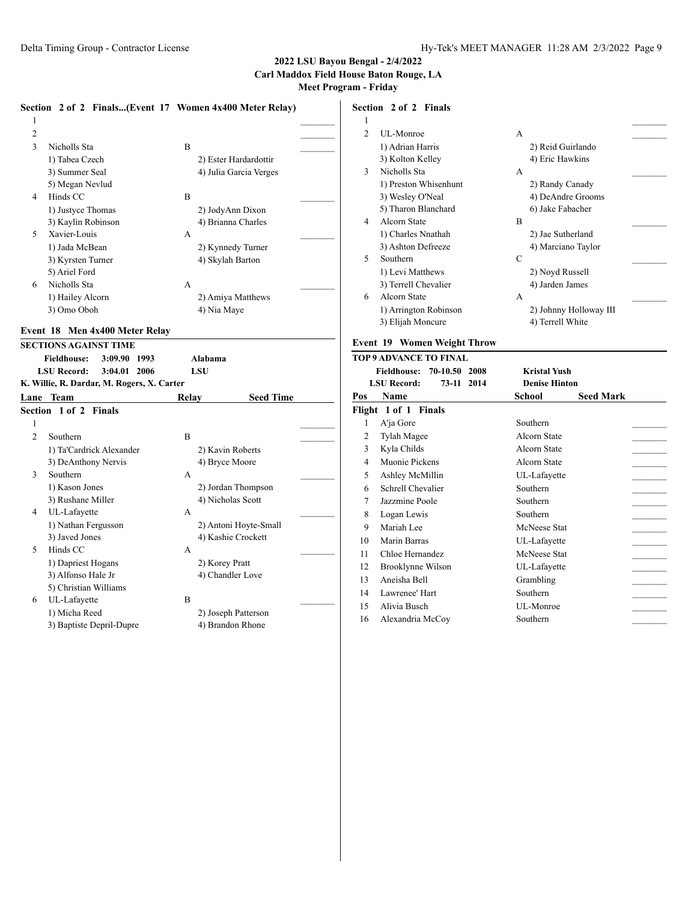## 2022 LSU Bayou Bengal - 2/4/2022
### Carl Maddox Field House Baton Rouge, LA
### Meet Program - Friday

**Section 2 of 2 Finals...(Event 17 Women 4x400 Meter Relay)**

| Lane | Team | Relay | Seed Time |
|---|---|---|---|
| 1 | | | |
| 2 | | | |
| 3 | Nicholls Sta | B | |
| | 1) Tabea Czech | 2) Ester Hardardottir | |
| | 3) Summer Seal | 4) Julia Garcia Verges | |
| | 5) Megan Nevlud | | |
| 4 | Hinds CC | B | |
| | 1) Justyce Thomas | 2) JodyAnn Dixon | |
| | 3) Kaylin Robinson | 4) Brianna Charles | |
| 5 | Xavier-Louis | A | |
| | 1) Jada McBean | 2) Kynnedy Turner | |
| | 3) Kyrsten Turner | 4) Skylah Barton | |
| | 5) Ariel Ford | | |
| 6 | Nicholls Sta | A | |
| | 1) Hailey Alcorn | 2) Amiya Matthews | |
| | 3) Omo Oboh | 4) Nia Maye | |

### Event 18 Men 4x400 Meter Relay

**SECTIONS AGAINST TIME**

Fieldhouse: 3:09.90 1993 Alabama
LSU Record: 3:04.01 2006 LSU
K. Willie, R. Dardar, M. Rogers, X. Carter

**Section 1 of 2 Finals**

| Lane | Team | Relay | Seed Time |
|---|---|---|---|
| 1 | | | |
| 2 | Southern | B | |
| | 1) Ta'Cardrick Alexander | 2) Kavin Roberts | |
| | 3) DeAnthony Nervis | 4) Bryce Moore | |
| 3 | Southern | A | |
| | 1) Kason Jones | 2) Jordan Thompson | |
| | 3) Rushane Miller | 4) Nicholas Scott | |
| 4 | UL-Lafayette | A | |
| | 1) Nathan Fergusson | 2) Antoni Hoyte-Small | |
| | 3) Javed Jones | 4) Kashie Crockett | |
| 5 | Hinds CC | A | |
| | 1) Dapriest Hogans | 2) Korey Pratt | |
| | 3) Alfonso Hale Jr | 4) Chandler Love | |
| | 5) Christian Williams | | |
| 6 | UL-Lafayette | B | |
| | 1) Micha Reed | 2) Joseph Patterson | |
| | 3) Baptiste Depril-Dupre | 4) Brandon Rhone | |

**Section 2 of 2 Finals**

| Lane | Team | Relay | Seed Time |
|---|---|---|---|
| 1 | | | |
| 2 | UL-Monroe | A | |
| | 1) Adrian Harris | 2) Reid Guirlando | |
| | 3) Kolton Kelley | 4) Eric Hawkins | |
| 3 | Nicholls Sta | A | |
| | 1) Preston Whisenhunt | 2) Randy Canady | |
| | 3) Wesley O'Neal | 4) DeAndre Grooms | |
| | 5) Tharon Blanchard | 6) Jake Fabacher | |
| 4 | Alcorn State | B | |
| | 1) Charles Nnathah | 2) Jae Sutherland | |
| | 3) Ashton Defreeze | 4) Marciano Taylor | |
| 5 | Southern | C | |
| | 1) Levi Matthews | 2) Noyd Russell | |
| | 3) Terrell Chevalier | 4) Jarden James | |
| 6 | Alcorn State | A | |
| | 1) Arrington Robinson | 2) Johnny Holloway III | |
| | 3) Elijah Moncure | 4) Terrell White | |

### Event 19 Women Weight Throw

**TOP 9 ADVANCE TO FINAL**

Fieldhouse: 70-10.50 2008 Kristal Yush
LSU Record: 73-11 2014 Denise Hinton

**Flight 1 of 1 Finals**

| Pos | Name | School | Seed Mark |
|---|---|---|---|
| 1 | A'ja Gore | Southern | |
| 2 | Tylah Magee | Alcorn State | |
| 3 | Kyla Childs | Alcorn State | |
| 4 | Muonie Pickens | Alcorn State | |
| 5 | Ashley McMillin | UL-Lafayette | |
| 6 | Schrell Chevalier | Southern | |
| 7 | Jazzmine Poole | Southern | |
| 8 | Logan Lewis | Southern | |
| 9 | Mariah Lee | McNeese Stat | |
| 10 | Marin Barras | UL-Lafayette | |
| 11 | Chloe Hernandez | McNeese Stat | |
| 12 | Brooklynne Wilson | UL-Lafayette | |
| 13 | Aneisha Bell | Grambling | |
| 14 | Lawrenee' Hart | Southern | |
| 15 | Alivia Busch | UL-Monroe | |
| 16 | Alexandria McCoy | Southern | |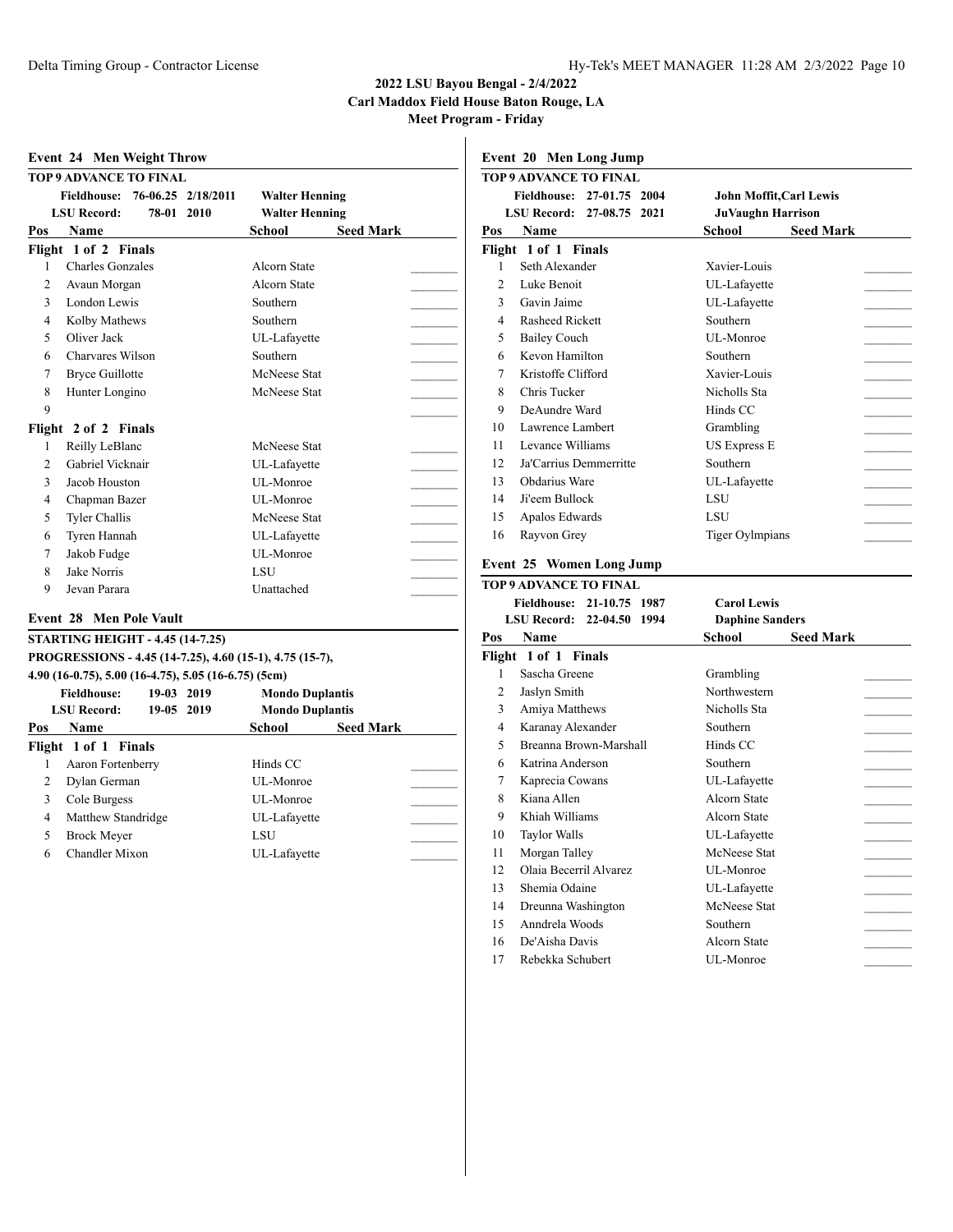**2022 LSU Bayou Bengal - 2/4/2022**
**Carl Maddox Field House Baton Rouge, LA**
**Meet Program - Friday**

## Event 24 Men Weight Throw

**TOP 9 ADVANCE TO FINAL**

| | | | |
|---|---|---|---|
| Fieldhouse: | 76-06.25 | 2/18/2011 | Walter Henning |
| LSU Record: | 78-01 | 2010 | Walter Henning |

| Pos | Name | School | Seed Mark |
|---|---|---|---|
| **Flight 1 of 2 Finals** | | | |
| 1 | Charles Gonzales | Alcorn State | |
| 2 | Avaun Morgan | Alcorn State | |
| 3 | London Lewis | Southern | |
| 4 | Kolby Mathews | Southern | |
| 5 | Oliver Jack | UL-Lafayette | |
| 6 | Charvares Wilson | Southern | |
| 7 | Bryce Guillotte | McNeese Stat | |
| 8 | Hunter Longino | McNeese Stat | |
| 9 | | | |
| **Flight 2 of 2 Finals** | | | |
| 1 | Reilly LeBlanc | McNeese Stat | |
| 2 | Gabriel Vicknair | UL-Lafayette | |
| 3 | Jacob Houston | UL-Monroe | |
| 4 | Chapman Bazer | UL-Monroe | |
| 5 | Tyler Challis | McNeese Stat | |
| 6 | Tyren Hannah | UL-Lafayette | |
| 7 | Jakob Fudge | UL-Monroe | |
| 8 | Jake Norris | LSU | |
| 9 | Jevan Parara | Unattached | |

## Event 28 Men Pole Vault

**STARTING HEIGHT - 4.45 (14-7.25)**
**PROGRESSIONS - 4.45 (14-7.25), 4.60 (15-1), 4.75 (15-7), 4.90 (16-0.75), 5.00 (16-4.75), 5.05 (16-6.75) (5cm)**

| | | | |
|---|---|---|---|
| Fieldhouse: | 19-03 | 2019 | Mondo Duplantis |
| LSU Record: | 19-05 | 2019 | Mondo Duplantis |

| Pos | Name | School | Seed Mark |
|---|---|---|---|
| **Flight 1 of 1 Finals** | | | |
| 1 | Aaron Fortenberry | Hinds CC | |
| 2 | Dylan German | UL-Monroe | |
| 3 | Cole Burgess | UL-Monroe | |
| 4 | Matthew Standridge | UL-Lafayette | |
| 5 | Brock Meyer | LSU | |
| 6 | Chandler Mixon | UL-Lafayette | |

## Event 20 Men Long Jump

**TOP 9 ADVANCE TO FINAL**

| | | | |
|---|---|---|---|
| Fieldhouse: | 27-01.75 | 2004 | John Moffit,Carl Lewis |
| LSU Record: | 27-08.75 | 2021 | JuVaughn Harrison |

| Pos | Name | School | Seed Mark |
|---|---|---|---|
| **Flight 1 of 1 Finals** | | | |
| 1 | Seth Alexander | Xavier-Louis | |
| 2 | Luke Benoit | UL-Lafayette | |
| 3 | Gavin Jaime | UL-Lafayette | |
| 4 | Rasheed Rickett | Southern | |
| 5 | Bailey Couch | UL-Monroe | |
| 6 | Kevon Hamilton | Southern | |
| 7 | Kristoffe Clifford | Xavier-Louis | |
| 8 | Chris Tucker | Nicholls Sta | |
| 9 | DeAundre Ward | Hinds CC | |
| 10 | Lawrence Lambert | Grambling | |
| 11 | Levance Williams | US Express E | |
| 12 | Ja'Carrius Demmerritte | Southern | |
| 13 | Obdarius Ware | UL-Lafayette | |
| 14 | Ji'eem Bullock | LSU | |
| 15 | Apalos Edwards | LSU | |
| 16 | Rayvon Grey | Tiger Oylmpians | |

## Event 25 Women Long Jump

**TOP 9 ADVANCE TO FINAL**

| | | | |
|---|---|---|---|
| Fieldhouse: | 21-10.75 | 1987 | Carol Lewis |
| LSU Record: | 22-04.50 | 1994 | Daphine Sanders |

| Pos | Name | School | Seed Mark |
|---|---|---|---|
| **Flight 1 of 1 Finals** | | | |
| 1 | Sascha Greene | Grambling | |
| 2 | Jaslyn Smith | Northwestern | |
| 3 | Amiya Matthews | Nicholls Sta | |
| 4 | Karanay Alexander | Southern | |
| 5 | Breanna Brown-Marshall | Hinds CC | |
| 6 | Katrina Anderson | Southern | |
| 7 | Kaprecia Cowans | UL-Lafayette | |
| 8 | Kiana Allen | Alcorn State | |
| 9 | Khiah Williams | Alcorn State | |
| 10 | Taylor Walls | UL-Lafayette | |
| 11 | Morgan Talley | McNeese Stat | |
| 12 | Olaia Becerril Alvarez | UL-Monroe | |
| 13 | Shemia Odaine | UL-Lafayette | |
| 14 | Dreunna Washington | McNeese Stat | |
| 15 | Anndrela Woods | Southern | |
| 16 | De'Aisha Davis | Alcorn State | |
| 17 | Rebekka Schubert | UL-Monroe | |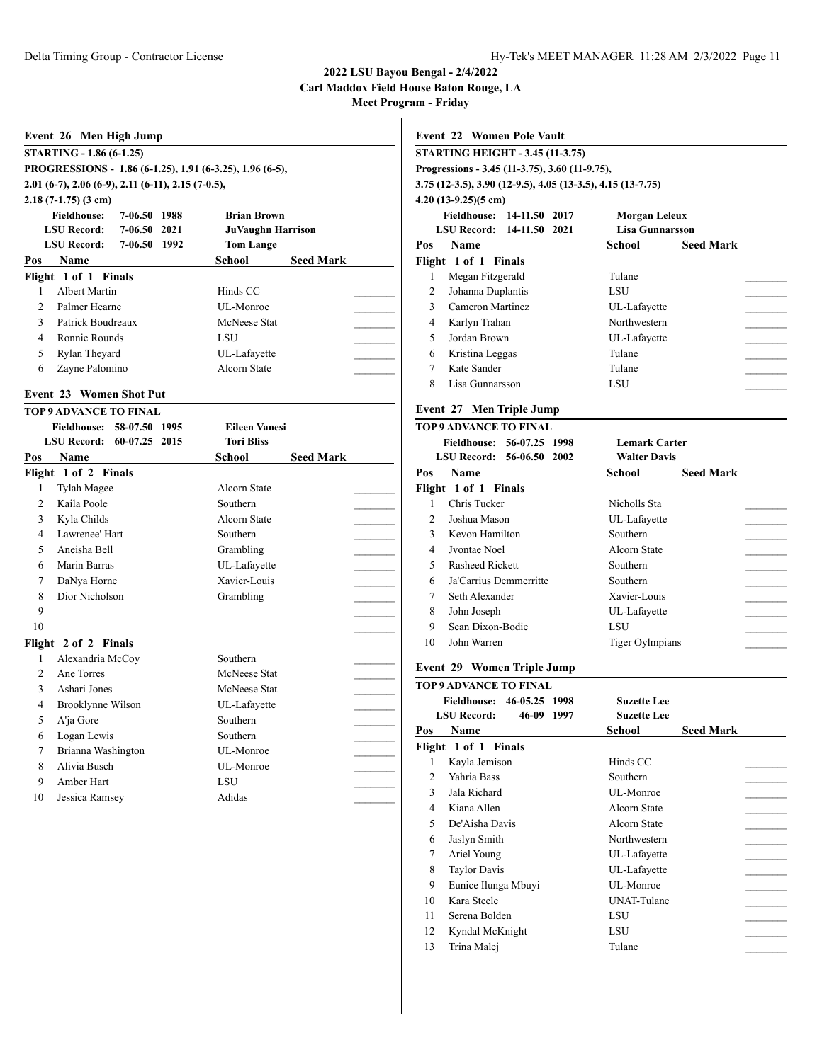**2022 LSU Bayou Bengal - 2/4/2022**
**Carl Maddox Field House Baton Rouge, LA**
**Meet Program - Friday**

## Event 26 Men High Jump

**STARTING - 1.86 (6-1.25)**
**PROGRESSIONS - 1.86 (6-1.25), 1.91 (6-3.25), 1.96 (6-5), 2.01 (6-7), 2.06 (6-9), 2.11 (6-11), 2.15 (7-0.5), 2.18 (7-1.75) (3 cm)**

| | | | |
|---|---|---|---|
| Fieldhouse: | 7-06.50 | 1988 | Brian Brown |
| LSU Record: | 7-06.50 | 2021 | JuVaughn Harrison |
| LSU Record: | 7-06.50 | 1992 | Tom Lange |

**Flight 1 of 1 Finals**

| Pos | Name | School | Seed Mark |
|---|---|---|---|
| 1 | Albert Martin | Hinds CC | _______ |
| 2 | Palmer Hearne | UL-Monroe | _______ |
| 3 | Patrick Boudreaux | McNeese Stat | _______ |
| 4 | Ronnie Rounds | LSU | _______ |
| 5 | Rylan Theyard | UL-Lafayette | _______ |
| 6 | Zayne Palomino | Alcorn State | _______ |

## Event 23 Women Shot Put

**TOP 9 ADVANCE TO FINAL**

| | | | |
|---|---|---|---|
| Fieldhouse: | 58-07.50 | 1995 | Eileen Vanesi |
| LSU Record: | 60-07.25 | 2015 | Tori Bliss |

**Flight 1 of 2 Finals**

| Pos | Name | School | Seed Mark |
|---|---|---|---|
| 1 | Tylah Magee | Alcorn State | _______ |
| 2 | Kaila Poole | Southern | _______ |
| 3 | Kyla Childs | Alcorn State | _______ |
| 4 | Lawrenee' Hart | Southern | _______ |
| 5 | Aneisha Bell | Grambling | _______ |
| 6 | Marin Barras | UL-Lafayette | _______ |
| 7 | DaNya Horne | Xavier-Louis | _______ |
| 8 | Dior Nicholson | Grambling | _______ |
| 9 | | | _______ |
| 10 | | | _______ |

**Flight 2 of 2 Finals**

| Pos | Name | School | Seed Mark |
|---|---|---|---|
| 1 | Alexandria McCoy | Southern | _______ |
| 2 | Ane Torres | McNeese Stat | _______ |
| 3 | Ashari Jones | McNeese Stat | _______ |
| 4 | Brooklynne Wilson | UL-Lafayette | _______ |
| 5 | A'ja Gore | Southern | _______ |
| 6 | Logan Lewis | Southern | _______ |
| 7 | Brianna Washington | UL-Monroe | _______ |
| 8 | Alivia Busch | UL-Monroe | _______ |
| 9 | Amber Hart | LSU | _______ |
| 10 | Jessica Ramsey | Adidas | _______ |

## Event 22 Women Pole Vault

**STARTING HEIGHT - 3.45 (11-3.75)**
**Progressions - 3.45 (11-3.75), 3.60 (11-9.75), 3.75 (12-3.5), 3.90 (12-9.5), 4.05 (13-3.5), 4.15 (13-7.75) 4.20 (13-9.25)(5 cm)**

| | | | |
|---|---|---|---|
| Fieldhouse: | 14-11.50 | 2017 | Morgan Leleux |
| LSU Record: | 14-11.50 | 2021 | Lisa Gunnarsson |

**Flight 1 of 1 Finals**

| Pos | Name | School | Seed Mark |
|---|---|---|---|
| 1 | Megan Fitzgerald | Tulane | _______ |
| 2 | Johanna Duplantis | LSU | _______ |
| 3 | Cameron Martinez | UL-Lafayette | _______ |
| 4 | Karlyn Trahan | Northwestern | _______ |
| 5 | Jordan Brown | UL-Lafayette | _______ |
| 6 | Kristina Leggas | Tulane | _______ |
| 7 | Kate Sander | Tulane | _______ |
| 8 | Lisa Gunnarsson | LSU | _______ |

## Event 27 Men Triple Jump

**TOP 9 ADVANCE TO FINAL**

| | | | |
|---|---|---|---|
| Fieldhouse: | 56-07.25 | 1998 | Lemark Carter |
| LSU Record: | 56-06.50 | 2002 | Walter Davis |

**Flight 1 of 1 Finals**

| Pos | Name | School | Seed Mark |
|---|---|---|---|
| 1 | Chris Tucker | Nicholls Sta | _______ |
| 2 | Joshua Mason | UL-Lafayette | _______ |
| 3 | Kevon Hamilton | Southern | _______ |
| 4 | Jvontae Noel | Alcorn State | _______ |
| 5 | Rasheed Rickett | Southern | _______ |
| 6 | Ja'Carrius Demmerritte | Southern | _______ |
| 7 | Seth Alexander | Xavier-Louis | _______ |
| 8 | John Joseph | UL-Lafayette | _______ |
| 9 | Sean Dixon-Bodie | LSU | _______ |
| 10 | John Warren | Tiger Oylmpians | _______ |

## Event 29 Women Triple Jump

**TOP 9 ADVANCE TO FINAL**

| | | | |
|---|---|---|---|
| Fieldhouse: | 46-05.25 | 1998 | Suzette Lee |
| LSU Record: | 46-09 | 1997 | Suzette Lee |

**Flight 1 of 1 Finals**

| Pos | Name | School | Seed Mark |
|---|---|---|---|
| 1 | Kayla Jemison | Hinds CC | _______ |
| 2 | Yahria Bass | Southern | _______ |
| 3 | Jala Richard | UL-Monroe | _______ |
| 4 | Kiana Allen | Alcorn State | _______ |
| 5 | De'Aisha Davis | Alcorn State | _______ |
| 6 | Jaslyn Smith | Northwestern | _______ |
| 7 | Ariel Young | UL-Lafayette | _______ |
| 8 | Taylor Davis | UL-Lafayette | _______ |
| 9 | Eunice Ilunga Mbuyi | UL-Monroe | _______ |
| 10 | Kara Steele | UNAT-Tulane | _______ |
| 11 | Serena Bolden | LSU | _______ |
| 12 | Kyndal McKnight | LSU | _______ |
| 13 | Trina Malej | Tulane | _______ |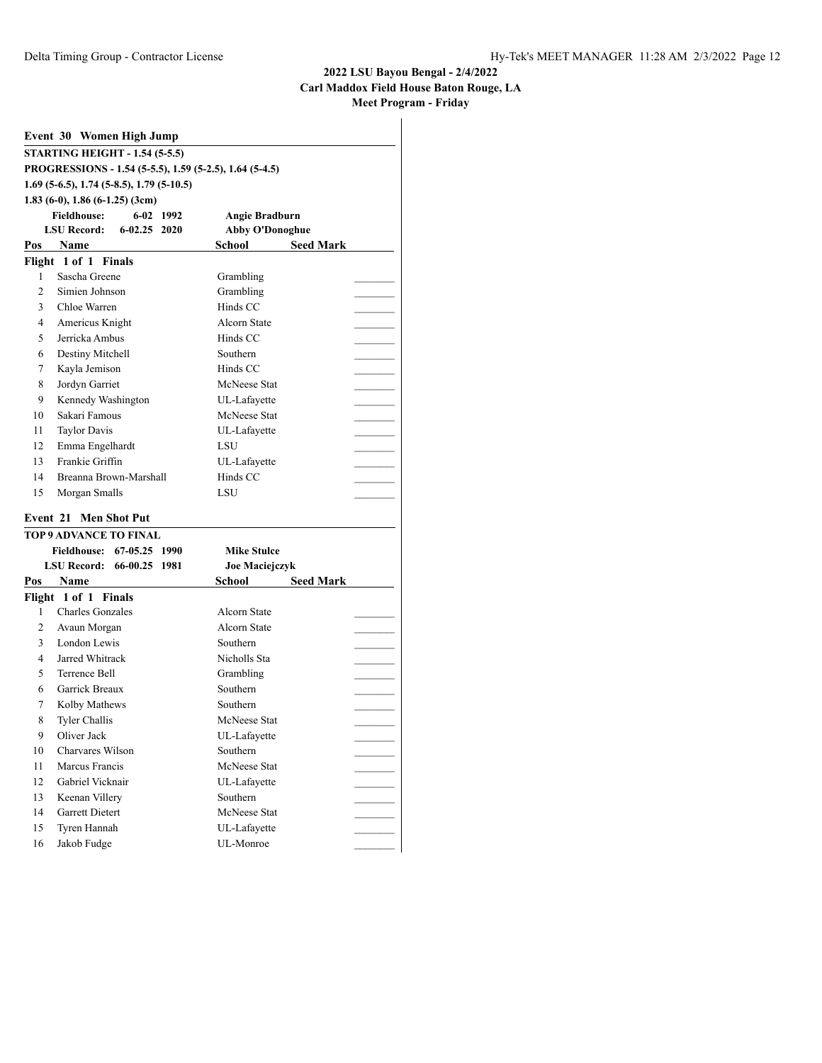**2022 LSU Bayou Bengal - 2/4/2022**
**Carl Maddox Field House Baton Rouge, LA**
**Meet Program - Friday**

## Event 30 Women High Jump

**STARTING HEIGHT - 1.54 (5-5.5)**
**PROGRESSIONS - 1.54 (5-5.5), 1.59 (5-2.5), 1.64 (5-4.5)**
**1.69 (5-6.5), 1.74 (5-8.5), 1.79 (5-10.5)**
**1.83 (6-0), 1.86 (6-1.25) (3cm)**

**Fieldhouse:** 6-02 1992 **Angie Bradburn**
**LSU Record:** 6-02.25 2020 **Abby O'Donoghue**

**Flight 1 of 1 Finals**

| Pos | Name | School | Seed Mark |
|---|---|---|---|
| 1 | Sascha Greene | Grambling | |
| 2 | Simien Johnson | Grambling | |
| 3 | Chloe Warren | Hinds CC | |
| 4 | Americus Knight | Alcorn State | |
| 5 | Jerricka Ambus | Hinds CC | |
| 6 | Destiny Mitchell | Southern | |
| 7 | Kayla Jemison | Hinds CC | |
| 8 | Jordyn Garriet | McNeese Stat | |
| 9 | Kennedy Washington | UL-Lafayette | |
| 10 | Sakari Famous | McNeese Stat | |
| 11 | Taylor Davis | UL-Lafayette | |
| 12 | Emma Engelhardt | LSU | |
| 13 | Frankie Griffin | UL-Lafayette | |
| 14 | Breanna Brown-Marshall | Hinds CC | |
| 15 | Morgan Smalls | LSU | |

## Event 21 Men Shot Put

**TOP 9 ADVANCE TO FINAL**

**Fieldhouse:** 67-05.25 1990 **Mike Stulce**
**LSU Record:** 66-00.25 1981 **Joe Maciejczyk**

**Flight 1 of 1 Finals**

| Pos | Name | School | Seed Mark |
|---|---|---|---|
| 1 | Charles Gonzales | Alcorn State | |
| 2 | Avaun Morgan | Alcorn State | |
| 3 | London Lewis | Southern | |
| 4 | Jarred Whitrack | Nicholls Sta | |
| 5 | Terrence Bell | Grambling | |
| 6 | Garrick Breaux | Southern | |
| 7 | Kolby Mathews | Southern | |
| 8 | Tyler Challis | McNeese Stat | |
| 9 | Oliver Jack | UL-Lafayette | |
| 10 | Charvares Wilson | Southern | |
| 11 | Marcus Francis | McNeese Stat | |
| 12 | Gabriel Vicknair | UL-Lafayette | |
| 13 | Keenan Villery | Southern | |
| 14 | Garrett Dietert | McNeese Stat | |
| 15 | Tyren Hannah | UL-Lafayette | |
| 16 | Jakob Fudge | UL-Monroe | |